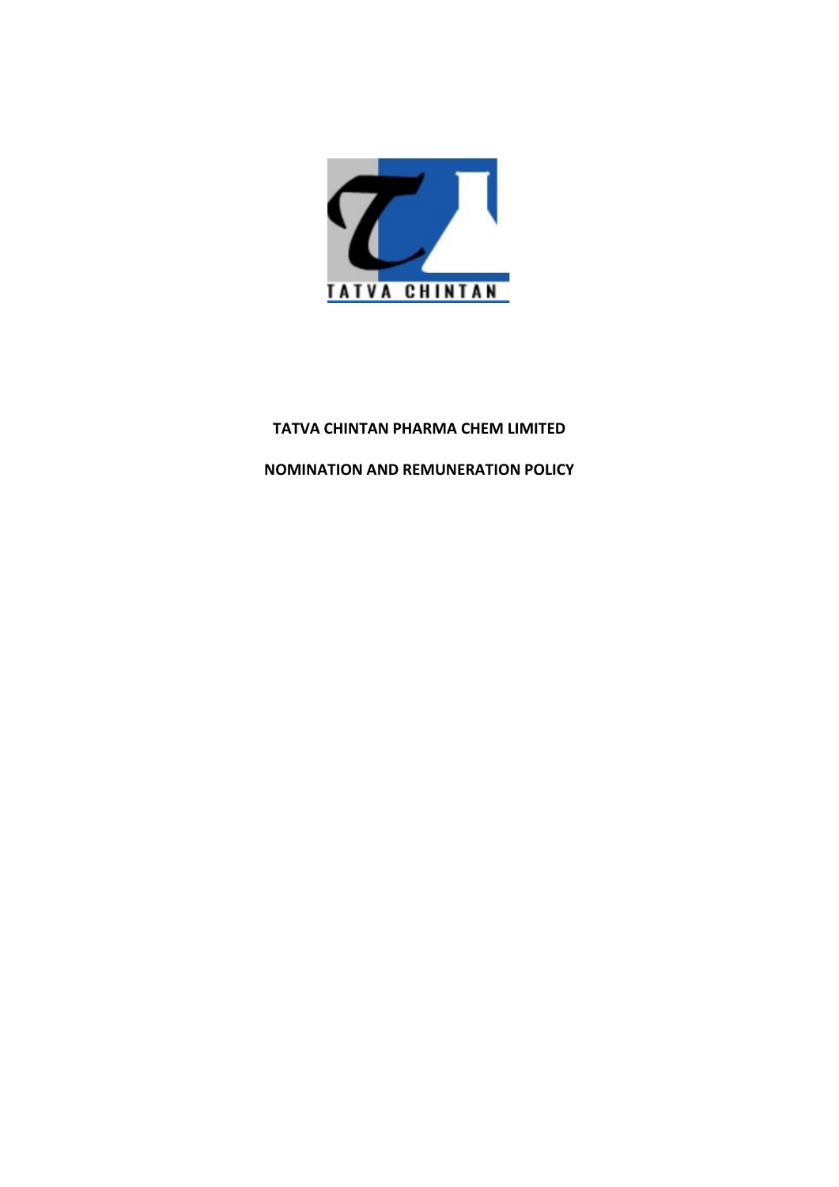**TATVA CHINTAN PHARMA CHEM LIMITED**

**NOMINATION AND REMUNERATION POLICY**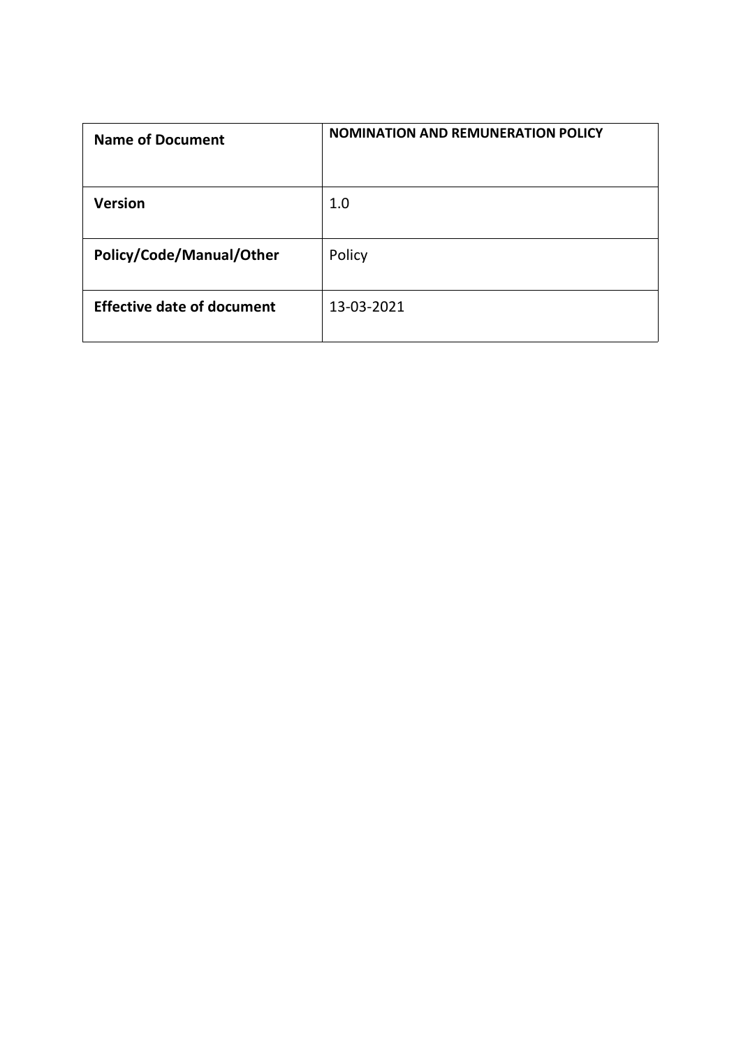| **Name of Document** | **NOMINATION AND REMUNERATION POLICY** |
| --- | --- |
| **Version** | 1.0 |
| **Policy/Code/Manual/Other** | Policy |
| **Effective date of document** | 13-03-2021 |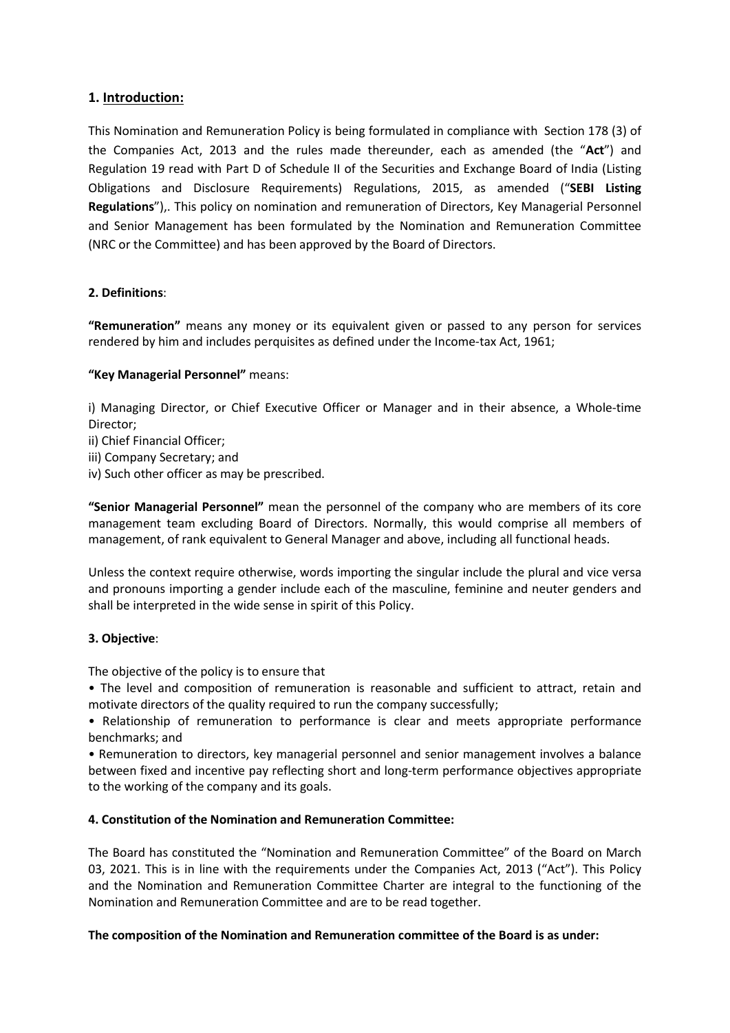## 1. Introduction:

This Nomination and Remuneration Policy is being formulated in compliance with Section 178 (3) of the Companies Act, 2013 and the rules made thereunder, each as amended (the "**Act**") and Regulation 19 read with Part D of Schedule II of the Securities and Exchange Board of India (Listing Obligations and Disclosure Requirements) Regulations, 2015, as amended ("**SEBI Listing Regulations**"),. This policy on nomination and remuneration of Directors, Key Managerial Personnel and Senior Management has been formulated by the Nomination and Remuneration Committee (NRC or the Committee) and has been approved by the Board of Directors.

## 2. Definitions:

**"Remuneration"** means any money or its equivalent given or passed to any person for services rendered by him and includes perquisites as defined under the Income-tax Act, 1961;

**"Key Managerial Personnel"** means:

i) Managing Director, or Chief Executive Officer or Manager and in their absence, a Whole-time Director;
ii) Chief Financial Officer;
iii) Company Secretary; and
iv) Such other officer as may be prescribed.

**"Senior Managerial Personnel"** mean the personnel of the company who are members of its core management team excluding Board of Directors. Normally, this would comprise all members of management, of rank equivalent to General Manager and above, including all functional heads.

Unless the context require otherwise, words importing the singular include the plural and vice versa and pronouns importing a gender include each of the masculine, feminine and neuter genders and shall be interpreted in the wide sense in spirit of this Policy.

## 3. Objective:

The objective of the policy is to ensure that

- The level and composition of remuneration is reasonable and sufficient to attract, retain and motivate directors of the quality required to run the company successfully;
- Relationship of remuneration to performance is clear and meets appropriate performance benchmarks; and
- Remuneration to directors, key managerial personnel and senior management involves a balance between fixed and incentive pay reflecting short and long-term performance objectives appropriate to the working of the company and its goals.

## 4. Constitution of the Nomination and Remuneration Committee:

The Board has constituted the "Nomination and Remuneration Committee" of the Board on March 03, 2021. This is in line with the requirements under the Companies Act, 2013 ("Act"). This Policy and the Nomination and Remuneration Committee Charter are integral to the functioning of the Nomination and Remuneration Committee and are to be read together.

**The composition of the Nomination and Remuneration committee of the Board is as under:**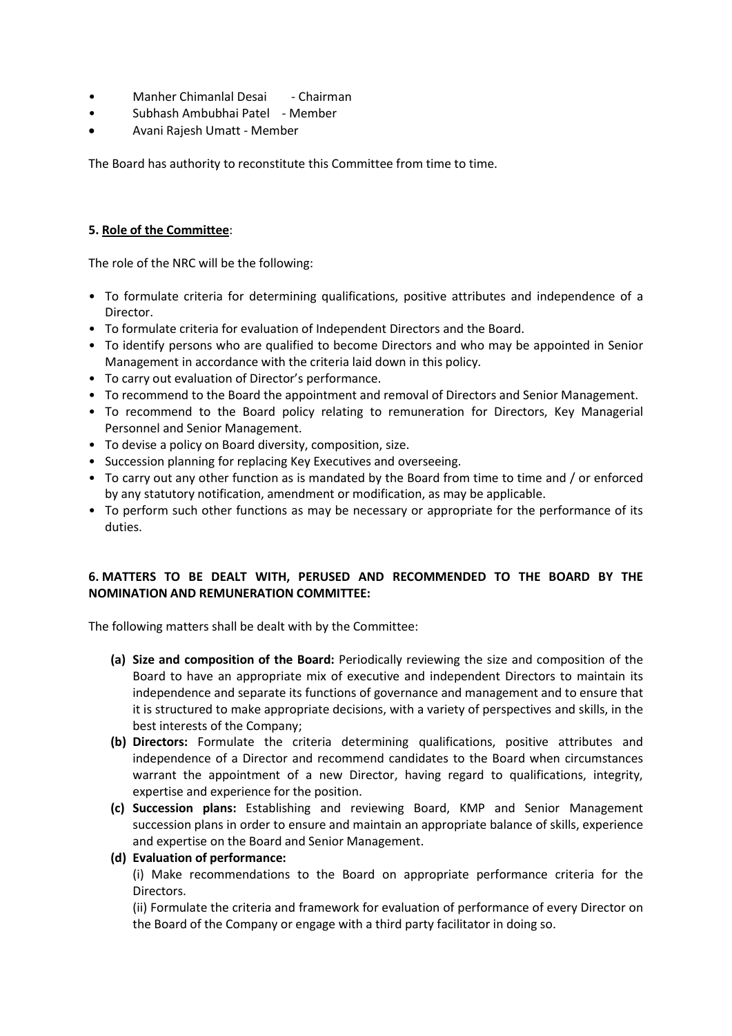- Manher Chimanlal Desai - Chairman
- Subhash Ambubhai Patel - Member
- Avani Rajesh Umatt - Member

The Board has authority to reconstitute this Committee from time to time.

**5. <u>Role of the Committee</u>**:

The role of the NRC will be the following:

- To formulate criteria for determining qualifications, positive attributes and independence of a Director.
- To formulate criteria for evaluation of Independent Directors and the Board.
- To identify persons who are qualified to become Directors and who may be appointed in Senior Management in accordance with the criteria laid down in this policy.
- To carry out evaluation of Director's performance.
- To recommend to the Board the appointment and removal of Directors and Senior Management.
- To recommend to the Board policy relating to remuneration for Directors, Key Managerial Personnel and Senior Management.
- To devise a policy on Board diversity, composition, size.
- Succession planning for replacing Key Executives and overseeing.
- To carry out any other function as is mandated by the Board from time to time and / or enforced by any statutory notification, amendment or modification, as may be applicable.
- To perform such other functions as may be necessary or appropriate for the performance of its duties.

**6. MATTERS TO BE DEALT WITH, PERUSED AND RECOMMENDED TO THE BOARD BY THE NOMINATION AND REMUNERATION COMMITTEE:**

The following matters shall be dealt with by the Committee:

**(a) Size and composition of the Board:** Periodically reviewing the size and composition of the Board to have an appropriate mix of executive and independent Directors to maintain its independence and separate its functions of governance and management and to ensure that it is structured to make appropriate decisions, with a variety of perspectives and skills, in the best interests of the Company;

**(b) Directors:** Formulate the criteria determining qualifications, positive attributes and independence of a Director and recommend candidates to the Board when circumstances warrant the appointment of a new Director, having regard to qualifications, integrity, expertise and experience for the position.

**(c) Succession plans:** Establishing and reviewing Board, KMP and Senior Management succession plans in order to ensure and maintain an appropriate balance of skills, experience and expertise on the Board and Senior Management.

**(d) Evaluation of performance:**

(i) Make recommendations to the Board on appropriate performance criteria for the Directors.

(ii) Formulate the criteria and framework for evaluation of performance of every Director on the Board of the Company or engage with a third party facilitator in doing so.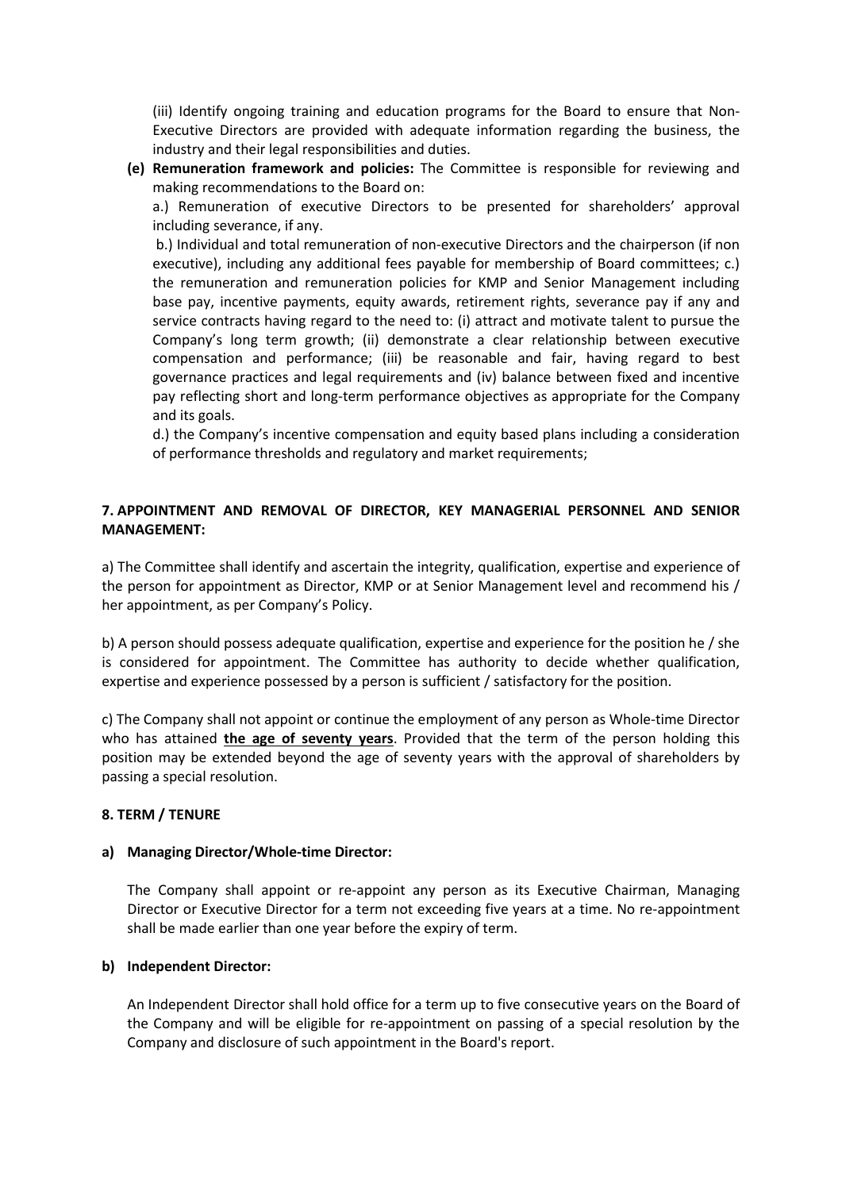(iii) Identify ongoing training and education programs for the Board to ensure that Non-Executive Directors are provided with adequate information regarding the business, the industry and their legal responsibilities and duties.

**(e) Remuneration framework and policies:** The Committee is responsible for reviewing and making recommendations to the Board on:

a.) Remuneration of executive Directors to be presented for shareholders' approval including severance, if any.

b.) Individual and total remuneration of non-executive Directors and the chairperson (if non executive), including any additional fees payable for membership of Board committees; c.) the remuneration and remuneration policies for KMP and Senior Management including base pay, incentive payments, equity awards, retirement rights, severance pay if any and service contracts having regard to the need to: (i) attract and motivate talent to pursue the Company's long term growth; (ii) demonstrate a clear relationship between executive compensation and performance; (iii) be reasonable and fair, having regard to best governance practices and legal requirements and (iv) balance between fixed and incentive pay reflecting short and long-term performance objectives as appropriate for the Company and its goals.

d.) the Company's incentive compensation and equity based plans including a consideration of performance thresholds and regulatory and market requirements;

## 7. APPOINTMENT AND REMOVAL OF DIRECTOR, KEY MANAGERIAL PERSONNEL AND SENIOR MANAGEMENT:

a) The Committee shall identify and ascertain the integrity, qualification, expertise and experience of the person for appointment as Director, KMP or at Senior Management level and recommend his / her appointment, as per Company's Policy.

b) A person should possess adequate qualification, expertise and experience for the position he / she is considered for appointment. The Committee has authority to decide whether qualification, expertise and experience possessed by a person is sufficient / satisfactory for the position.

c) The Company shall not appoint or continue the employment of any person as Whole-time Director who has attained **the age of seventy years**. Provided that the term of the person holding this position may be extended beyond the age of seventy years with the approval of shareholders by passing a special resolution.

## 8. TERM / TENURE

### a) Managing Director/Whole-time Director:

The Company shall appoint or re-appoint any person as its Executive Chairman, Managing Director or Executive Director for a term not exceeding five years at a time. No re-appointment shall be made earlier than one year before the expiry of term.

### b) Independent Director:

An Independent Director shall hold office for a term up to five consecutive years on the Board of the Company and will be eligible for re-appointment on passing of a special resolution by the Company and disclosure of such appointment in the Board's report.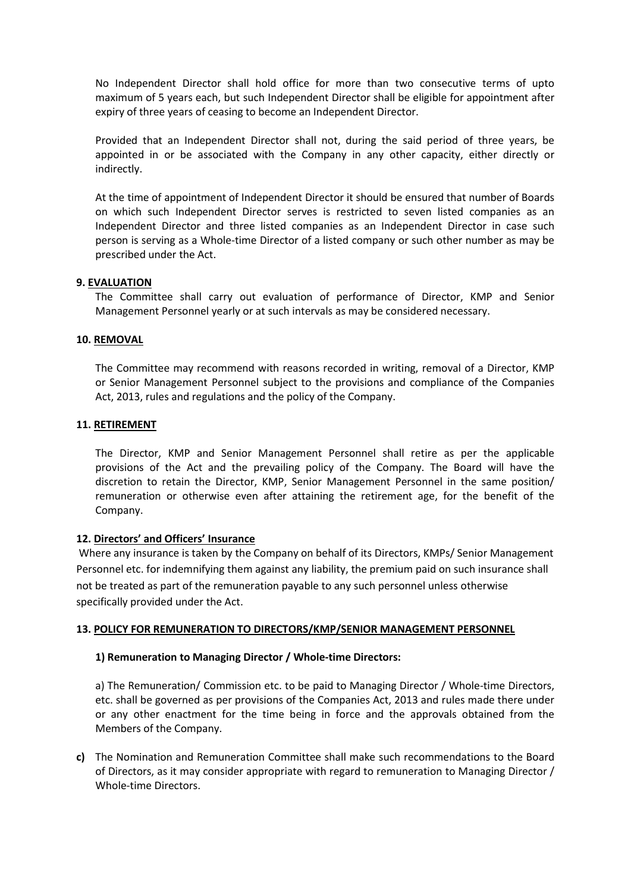No Independent Director shall hold office for more than two consecutive terms of upto maximum of 5 years each, but such Independent Director shall be eligible for appointment after expiry of three years of ceasing to become an Independent Director.

Provided that an Independent Director shall not, during the said period of three years, be appointed in or be associated with the Company in any other capacity, either directly or indirectly.

At the time of appointment of Independent Director it should be ensured that number of Boards on which such Independent Director serves is restricted to seven listed companies as an Independent Director and three listed companies as an Independent Director in case such person is serving as a Whole-time Director of a listed company or such other number as may be prescribed under the Act.

**9. EVALUATION**

The Committee shall carry out evaluation of performance of Director, KMP and Senior Management Personnel yearly or at such intervals as may be considered necessary.

**10. REMOVAL**

The Committee may recommend with reasons recorded in writing, removal of a Director, KMP or Senior Management Personnel subject to the provisions and compliance of the Companies Act, 2013, rules and regulations and the policy of the Company.

**11. RETIREMENT**

The Director, KMP and Senior Management Personnel shall retire as per the applicable provisions of the Act and the prevailing policy of the Company. The Board will have the discretion to retain the Director, KMP, Senior Management Personnel in the same position/ remuneration or otherwise even after attaining the retirement age, for the benefit of the Company.

**12. Directors' and Officers' Insurance**

Where any insurance is taken by the Company on behalf of its Directors, KMPs/ Senior Management Personnel etc. for indemnifying them against any liability, the premium paid on such insurance shall not be treated as part of the remuneration payable to any such personnel unless otherwise specifically provided under the Act.

**13. POLICY FOR REMUNERATION TO DIRECTORS/KMP/SENIOR MANAGEMENT PERSONNEL**

**1) Remuneration to Managing Director / Whole-time Directors:**

a) The Remuneration/ Commission etc. to be paid to Managing Director / Whole-time Directors, etc. shall be governed as per provisions of the Companies Act, 2013 and rules made there under or any other enactment for the time being in force and the approvals obtained from the Members of the Company.

**c)** The Nomination and Remuneration Committee shall make such recommendations to the Board of Directors, as it may consider appropriate with regard to remuneration to Managing Director / Whole-time Directors.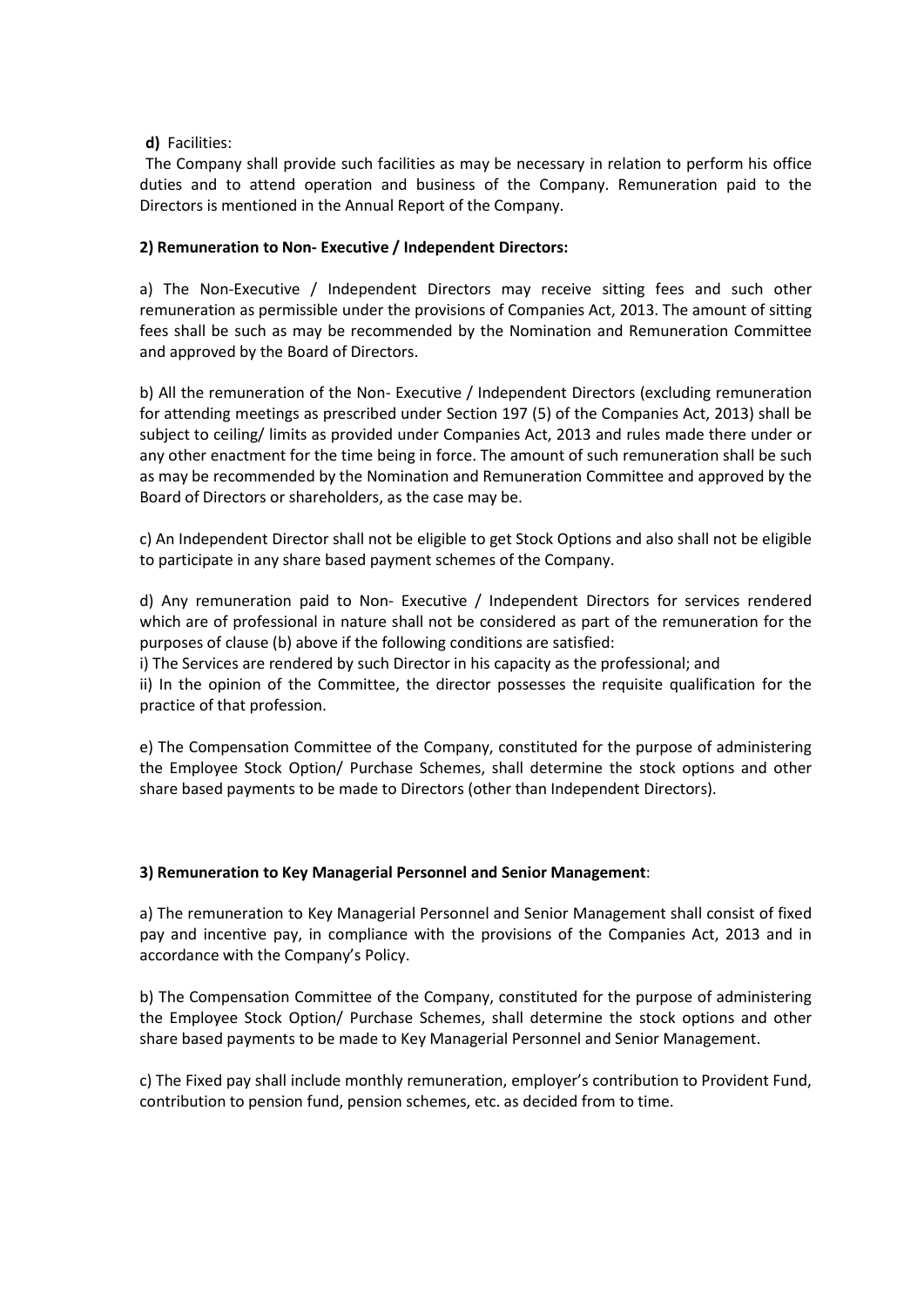**d)** Facilities:

The Company shall provide such facilities as may be necessary in relation to perform his office duties and to attend operation and business of the Company. Remuneration paid to the Directors is mentioned in the Annual Report of the Company.

**2) Remuneration to Non- Executive / Independent Directors:**

a) The Non-Executive / Independent Directors may receive sitting fees and such other remuneration as permissible under the provisions of Companies Act, 2013. The amount of sitting fees shall be such as may be recommended by the Nomination and Remuneration Committee and approved by the Board of Directors.

b) All the remuneration of the Non- Executive / Independent Directors (excluding remuneration for attending meetings as prescribed under Section 197 (5) of the Companies Act, 2013) shall be subject to ceiling/ limits as provided under Companies Act, 2013 and rules made there under or any other enactment for the time being in force. The amount of such remuneration shall be such as may be recommended by the Nomination and Remuneration Committee and approved by the Board of Directors or shareholders, as the case may be.

c) An Independent Director shall not be eligible to get Stock Options and also shall not be eligible to participate in any share based payment schemes of the Company.

d) Any remuneration paid to Non- Executive / Independent Directors for services rendered which are of professional in nature shall not be considered as part of the remuneration for the purposes of clause (b) above if the following conditions are satisfied:

i) The Services are rendered by such Director in his capacity as the professional; and

ii) In the opinion of the Committee, the director possesses the requisite qualification for the practice of that profession.

e) The Compensation Committee of the Company, constituted for the purpose of administering the Employee Stock Option/ Purchase Schemes, shall determine the stock options and other share based payments to be made to Directors (other than Independent Directors).

**3) Remuneration to Key Managerial Personnel and Senior Management**:

a) The remuneration to Key Managerial Personnel and Senior Management shall consist of fixed pay and incentive pay, in compliance with the provisions of the Companies Act, 2013 and in accordance with the Company's Policy.

b) The Compensation Committee of the Company, constituted for the purpose of administering the Employee Stock Option/ Purchase Schemes, shall determine the stock options and other share based payments to be made to Key Managerial Personnel and Senior Management.

c) The Fixed pay shall include monthly remuneration, employer's contribution to Provident Fund, contribution to pension fund, pension schemes, etc. as decided from to time.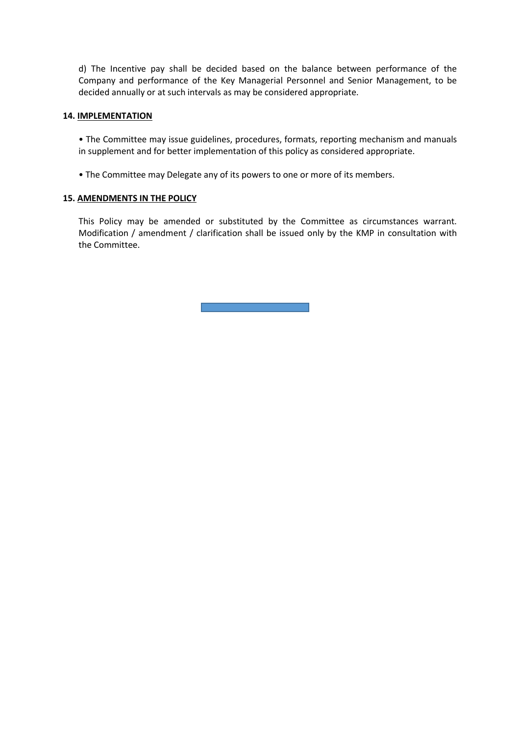d) The Incentive pay shall be decided based on the balance between performance of the Company and performance of the Key Managerial Personnel and Senior Management, to be decided annually or at such intervals as may be considered appropriate.

**14. IMPLEMENTATION**

- The Committee may issue guidelines, procedures, formats, reporting mechanism and manuals in supplement and for better implementation of this policy as considered appropriate.

- The Committee may Delegate any of its powers to one or more of its members.

**15. AMENDMENTS IN THE POLICY**

This Policy may be amended or substituted by the Committee as circumstances warrant. Modification / amendment / clarification shall be issued only by the KMP in consultation with the Committee.